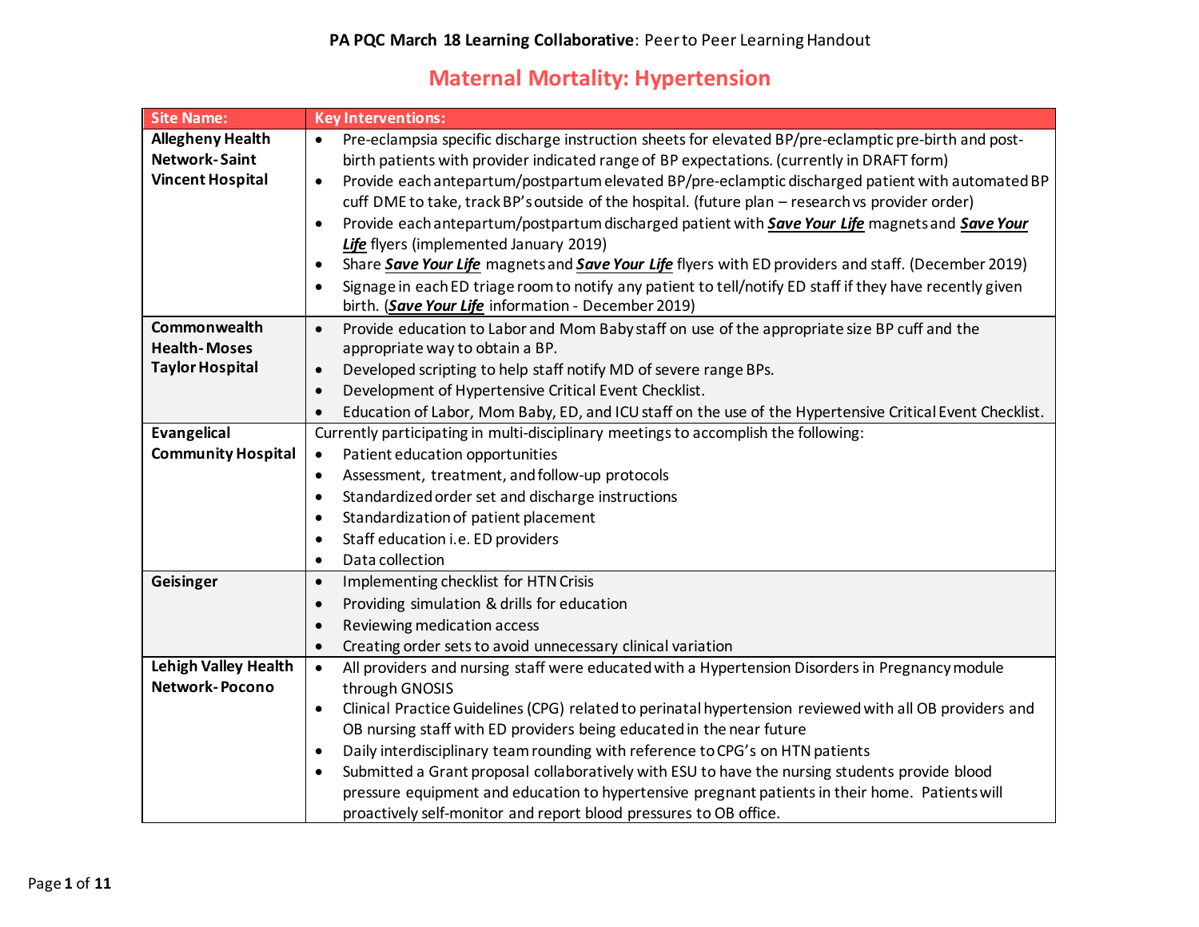**PA PQC March 18 Learning Collaborative**: Peer to Peer Learning Handout

# Maternal Mortality: Hypertension

| Site Name: | Key Interventions: |
|---|---|
| **Allegheny Health Network- Saint Vincent Hospital** | • Pre-eclampsia specific discharge instruction sheets for elevated BP/pre-eclamptic pre-birth and post-birth patients with provider indicated range of BP expectations. (currently in DRAFT form)<br>• Provide each antepartum/postpartum elevated BP/pre-eclamptic discharged patient with automated BP cuff DME to take, track BP's outside of the hospital. (future plan – research vs provider order)<br>• Provide each antepartum/postpartum discharged patient with ***Save Your Life*** magnets and ***Save Your Life*** flyers (implemented January 2019)<br>• Share ***Save Your Life*** magnets and ***Save Your Life*** flyers with ED providers and staff. (December 2019)<br>• Signage in each ED triage room to notify any patient to tell/notify ED staff if they have recently given birth. (***Save Your Life*** information - December 2019) |
| **Commonwealth Health- Moses Taylor Hospital** | • Provide education to Labor and Mom Baby staff on use of the appropriate size BP cuff and the appropriate way to obtain a BP.<br>• Developed scripting to help staff notify MD of severe range BPs.<br>• Development of Hypertensive Critical Event Checklist.<br>• Education of Labor, Mom Baby, ED, and ICU staff on the use of the Hypertensive Critical Event Checklist. |
| **Evangelical Community Hospital** | Currently participating in multi-disciplinary meetings to accomplish the following:<br>• Patient education opportunities<br>• Assessment, treatment, and follow-up protocols<br>• Standardized order set and discharge instructions<br>• Standardization of patient placement<br>• Staff education i.e. ED providers<br>• Data collection |
| **Geisinger** | • Implementing checklist for HTN Crisis<br>• Providing simulation & drills for education<br>• Reviewing medication access<br>• Creating order sets to avoid unnecessary clinical variation |
| **Lehigh Valley Health Network- Pocono** | • All providers and nursing staff were educated with a Hypertension Disorders in Pregnancy module through GNOSIS<br>• Clinical Practice Guidelines (CPG) related to perinatal hypertension reviewed with all OB providers and OB nursing staff with ED providers being educated in the near future<br>• Daily interdisciplinary team rounding with reference to CPG's on HTN patients<br>• Submitted a Grant proposal collaboratively with ESU to have the nursing students provide blood pressure equipment and education to hypertensive pregnant patients in their home. Patients will proactively self-monitor and report blood pressures to OB office. |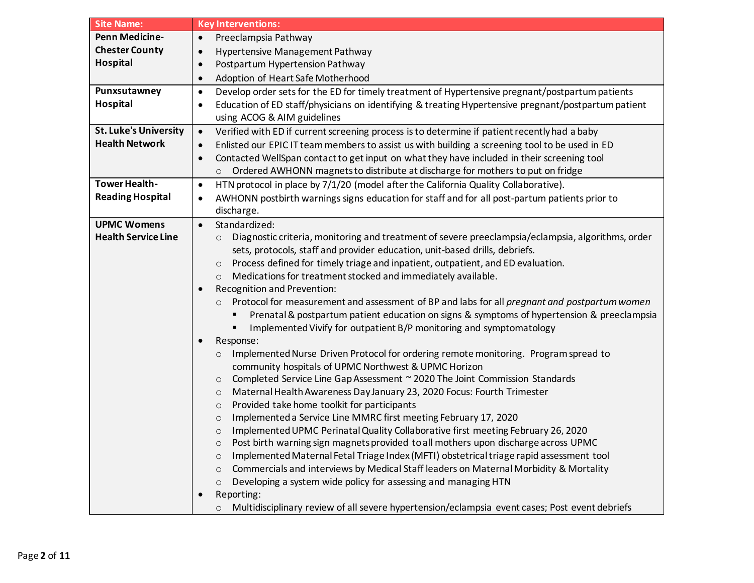| Site Name: | Key Interventions: |
|---|---|
| **Penn Medicine-Chester County Hospital** | • Preeclampsia Pathway<br>• Hypertensive Management Pathway<br>• Postpartum Hypertension Pathway<br>• Adoption of Heart Safe Motherhood |
| **Punxsutawney Hospital** | • Develop order sets for the ED for timely treatment of Hypertensive pregnant/postpartum patients<br>• Education of ED staff/physicians on identifying & treating Hypertensive pregnant/postpartum patient using ACOG & AIM guidelines |
| **St. Luke's University Health Network** | • Verified with ED if current screening process is to determine if patient recently had a baby<br>• Enlisted our EPIC IT team members to assist us with building a screening tool to be used in ED<br>• Contacted WellSpan contact to get input on what they have included in their screening tool<br>&nbsp;&nbsp;&nbsp;&nbsp;○ Ordered AWHONN magnets to distribute at discharge for mothers to put on fridge |
| **Tower Health-Reading Hospital** | • HTN protocol in place by 7/1/20 (model after the California Quality Collaborative).<br>• AWHONN postbirth warnings signs education for staff and for all post-partum patients prior to discharge. |
| **UPMC Womens Health Service Line** | • Standardized:<br>&nbsp;&nbsp;&nbsp;&nbsp;○ Diagnostic criteria, monitoring and treatment of severe preeclampsia/eclampsia, algorithms, order sets, protocols, staff and provider education, unit-based drills, debriefs.<br>&nbsp;&nbsp;&nbsp;&nbsp;○ Process defined for timely triage and inpatient, outpatient, and ED evaluation.<br>&nbsp;&nbsp;&nbsp;&nbsp;○ Medications for treatment stocked and immediately available.<br>• Recognition and Prevention:<br>&nbsp;&nbsp;&nbsp;&nbsp;○ Protocol for measurement and assessment of BP and labs for all *pregnant and postpartum women*<br>&nbsp;&nbsp;&nbsp;&nbsp;&nbsp;&nbsp;&nbsp;&nbsp;▪ Prenatal & postpartum patient education on signs & symptoms of hypertension & preeclampsia<br>&nbsp;&nbsp;&nbsp;&nbsp;&nbsp;&nbsp;&nbsp;&nbsp;▪ Implemented Vivify for outpatient B/P monitoring and symptomatology<br>• Response:<br>&nbsp;&nbsp;&nbsp;&nbsp;○ Implemented Nurse Driven Protocol for ordering remote monitoring. Program spread to community hospitals of UPMC Northwest & UPMC Horizon<br>&nbsp;&nbsp;&nbsp;&nbsp;○ Completed Service Line Gap Assessment ~ 2020 The Joint Commission Standards<br>&nbsp;&nbsp;&nbsp;&nbsp;○ Maternal Health Awareness Day January 23, 2020 Focus: Fourth Trimester<br>&nbsp;&nbsp;&nbsp;&nbsp;○ Provided take home toolkit for participants<br>&nbsp;&nbsp;&nbsp;&nbsp;○ Implemented a Service Line MMRC first meeting February 17, 2020<br>&nbsp;&nbsp;&nbsp;&nbsp;○ Implemented UPMC Perinatal Quality Collaborative first meeting February 26, 2020<br>&nbsp;&nbsp;&nbsp;&nbsp;○ Post birth warning sign magnets provided to all mothers upon discharge across UPMC<br>&nbsp;&nbsp;&nbsp;&nbsp;○ Implemented Maternal Fetal Triage Index (MFTI) obstetrical triage rapid assessment tool<br>&nbsp;&nbsp;&nbsp;&nbsp;○ Commercials and interviews by Medical Staff leaders on Maternal Morbidity & Mortality<br>&nbsp;&nbsp;&nbsp;&nbsp;○ Developing a system wide policy for assessing and managing HTN<br>• Reporting:<br>&nbsp;&nbsp;&nbsp;&nbsp;○ Multidisciplinary review of all severe hypertension/eclampsia event cases; Post event debriefs |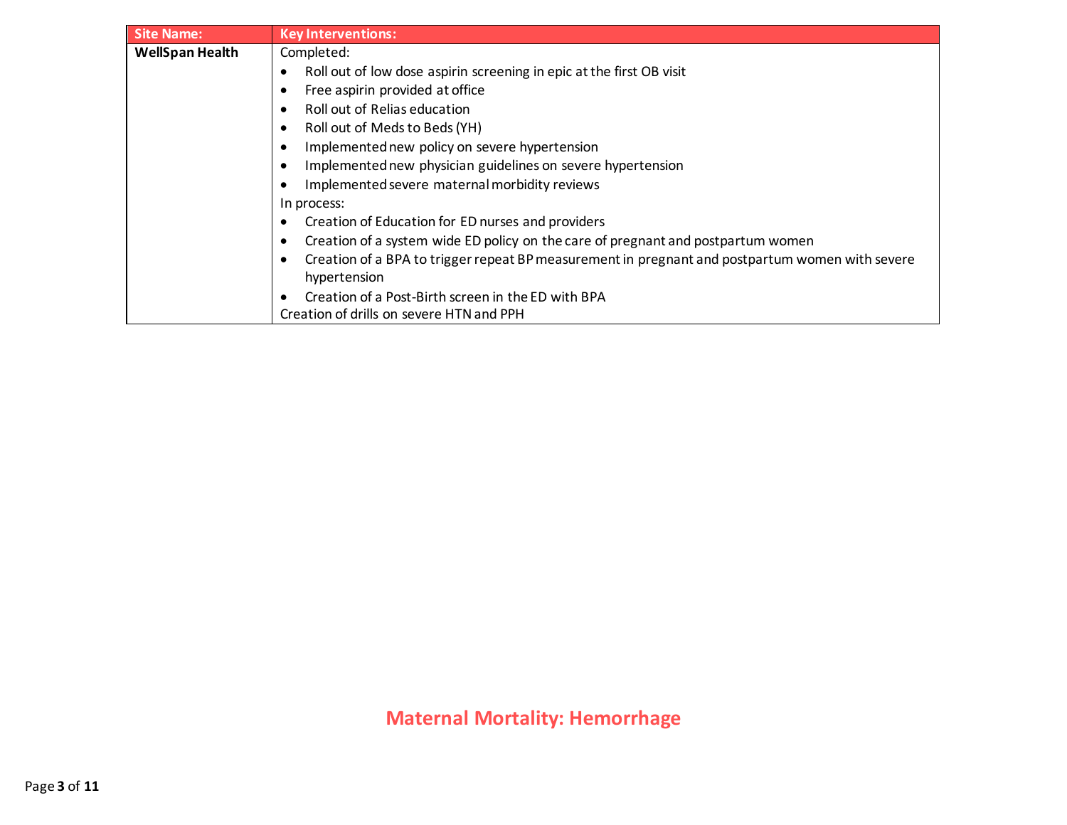| Site Name: | Key Interventions: |
|---|---|
| **WellSpan Health** | Completed:<br>• Roll out of low dose aspirin screening in epic at the first OB visit<br>• Free aspirin provided at office<br>• Roll out of Relias education<br>• Roll out of Meds to Beds (YH)<br>• Implemented new policy on severe hypertension<br>• Implemented new physician guidelines on severe hypertension<br>• Implemented severe maternal morbidity reviews<br>In process:<br>• Creation of Education for ED nurses and providers<br>• Creation of a system wide ED policy on the care of pregnant and postpartum women<br>• Creation of a BPA to trigger repeat BP measurement in pregnant and postpartum women with severe hypertension<br>• Creation of a Post-Birth screen in the ED with BPA<br>Creation of drills on severe HTN and PPH |

## Maternal Mortality: Hemorrhage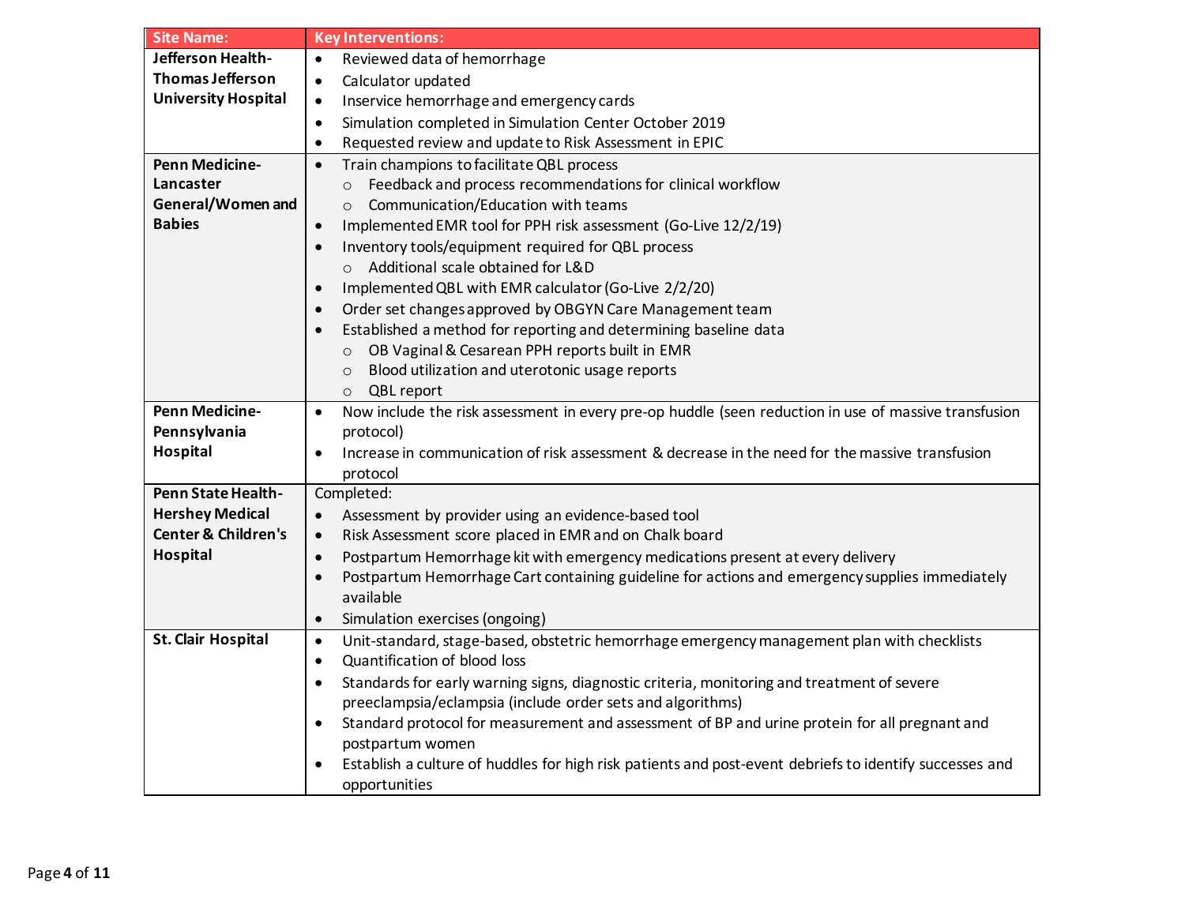| Site Name: | Key Interventions: |
|---|---|
| **Jefferson Health-Thomas Jefferson University Hospital** | • Reviewed data of hemorrhage<br>• Calculator updated<br>• Inservice hemorrhage and emergency cards<br>• Simulation completed in Simulation Center October 2019<br>• Requested review and update to Risk Assessment in EPIC |
| **Penn Medicine-Lancaster General/Women and Babies** | • Train champions to facilitate QBL process<br>&nbsp;&nbsp;&nbsp;&nbsp;○ Feedback and process recommendations for clinical workflow<br>&nbsp;&nbsp;&nbsp;&nbsp;○ Communication/Education with teams<br>• Implemented EMR tool for PPH risk assessment (Go-Live 12/2/19)<br>• Inventory tools/equipment required for QBL process<br>&nbsp;&nbsp;&nbsp;&nbsp;○ Additional scale obtained for L&D<br>• Implemented QBL with EMR calculator (Go-Live 2/2/20)<br>• Order set changes approved by OBGYN Care Management team<br>• Established a method for reporting and determining baseline data<br>&nbsp;&nbsp;&nbsp;&nbsp;○ OB Vaginal & Cesarean PPH reports built in EMR<br>&nbsp;&nbsp;&nbsp;&nbsp;○ Blood utilization and uterotonic usage reports<br>&nbsp;&nbsp;&nbsp;&nbsp;○ QBL report |
| **Penn Medicine-Pennsylvania Hospital** | • Now include the risk assessment in every pre-op huddle (seen reduction in use of massive transfusion protocol)<br>• Increase in communication of risk assessment & decrease in the need for the massive transfusion protocol |
| **Penn State Health-Hershey Medical Center & Children's Hospital** | Completed:<br>• Assessment by provider using an evidence-based tool<br>• Risk Assessment score placed in EMR and on Chalk board<br>• Postpartum Hemorrhage kit with emergency medications present at every delivery<br>• Postpartum Hemorrhage Cart containing guideline for actions and emergency supplies immediately available<br>• Simulation exercises (ongoing) |
| **St. Clair Hospital** | • Unit-standard, stage-based, obstetric hemorrhage emergency management plan with checklists<br>• Quantification of blood loss<br>• Standards for early warning signs, diagnostic criteria, monitoring and treatment of severe preeclampsia/eclampsia (include order sets and algorithms)<br>• Standard protocol for measurement and assessment of BP and urine protein for all pregnant and postpartum women<br>• Establish a culture of huddles for high risk patients and post-event debriefs to identify successes and opportunities |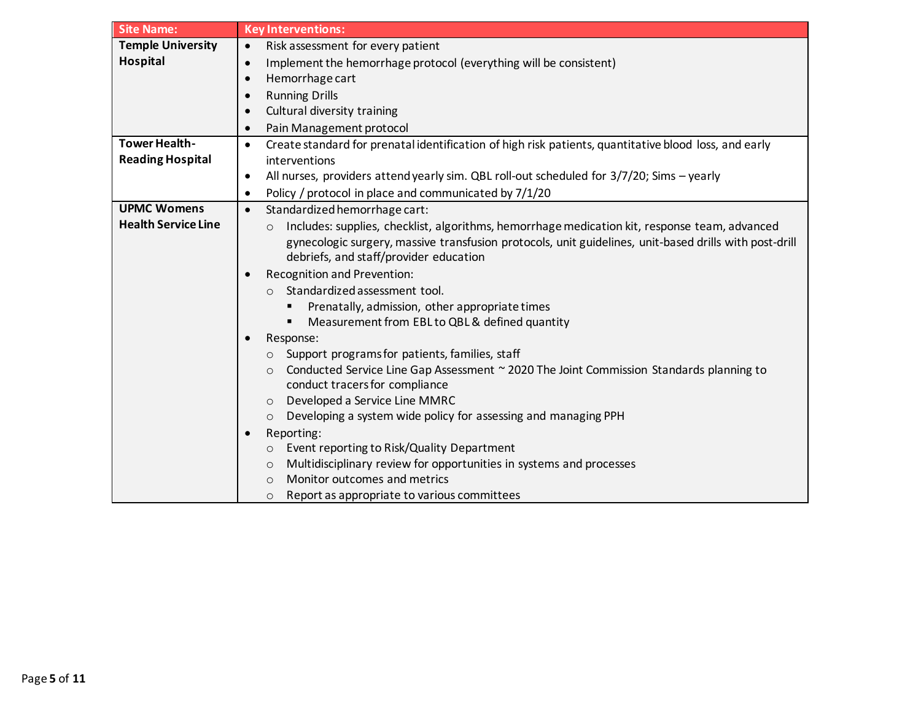| Site Name: | Key Interventions: |
|---|---|
| **Temple University Hospital** | • Risk assessment for every patient<br>• Implement the hemorrhage protocol (everything will be consistent)<br>• Hemorrhage cart<br>• Running Drills<br>• Cultural diversity training<br>• Pain Management protocol |
| **Tower Health-Reading Hospital** | • Create standard for prenatal identification of high risk patients, quantitative blood loss, and early interventions<br>• All nurses, providers attend yearly sim. QBL roll-out scheduled for 3/7/20; Sims – yearly<br>• Policy / protocol in place and communicated by 7/1/20 |
| **UPMC Womens Health Service Line** | • Standardized hemorrhage cart:<br>  ○ Includes: supplies, checklist, algorithms, hemorrhage medication kit, response team, advanced gynecologic surgery, massive transfusion protocols, unit guidelines, unit-based drills with post-drill debriefs, and staff/provider education<br>• Recognition and Prevention:<br>  ○ Standardized assessment tool.<br>    ▪ Prenatally, admission, other appropriate times<br>    ▪ Measurement from EBL to QBL & defined quantity<br>• Response:<br>  ○ Support programs for patients, families, staff<br>  ○ Conducted Service Line Gap Assessment ~ 2020 The Joint Commission Standards planning to conduct tracers for compliance<br>  ○ Developed a Service Line MMRC<br>  ○ Developing a system wide policy for assessing and managing PPH<br>• Reporting:<br>  ○ Event reporting to Risk/Quality Department<br>  ○ Multidisciplinary review for opportunities in systems and processes<br>  ○ Monitor outcomes and metrics<br>  ○ Report as appropriate to various committees |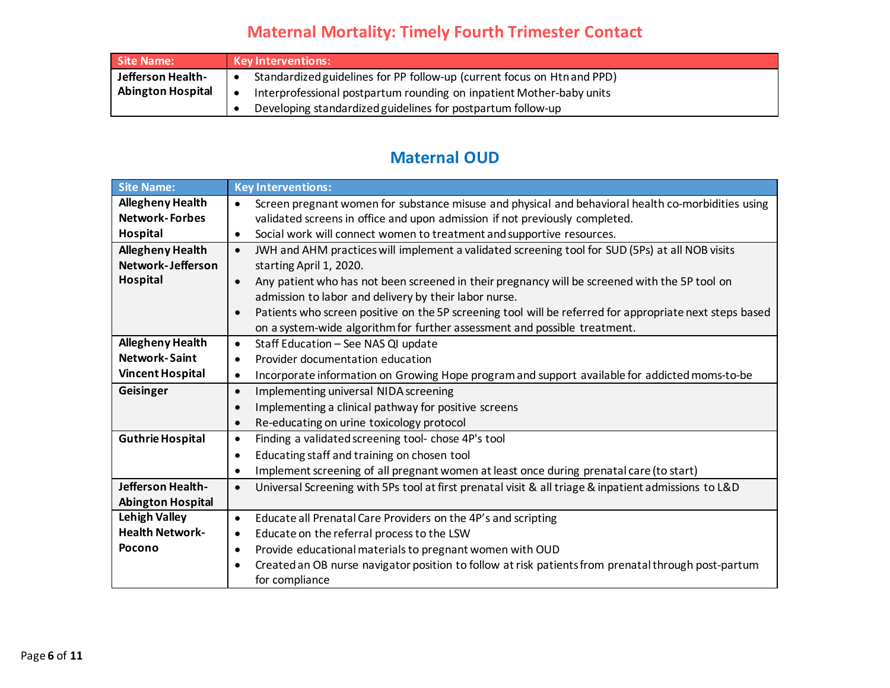## Maternal Mortality: Timely Fourth Trimester Contact

| Site Name: | Key Interventions: |
|---|---|
| **Jefferson Health-Abington Hospital** | • Standardized guidelines for PP follow-up (current focus on Htn and PPD)<br>• Interprofessional postpartum rounding on inpatient Mother-baby units<br>• Developing standardized guidelines for postpartum follow-up |

## Maternal OUD

| Site Name: | Key Interventions: |
|---|---|
| **Allegheny Health Network-Forbes Hospital** | • Screen pregnant women for substance misuse and physical and behavioral health co-morbidities using validated screens in office and upon admission if not previously completed.<br>• Social work will connect women to treatment and supportive resources. |
| **Allegheny Health Network-Jefferson Hospital** | • JWH and AHM practices will implement a validated screening tool for SUD (5Ps) at all NOB visits starting April 1, 2020.<br>• Any patient who has not been screened in their pregnancy will be screened with the 5P tool on admission to labor and delivery by their labor nurse.<br>• Patients who screen positive on the 5P screening tool will be referred for appropriate next steps based on a system-wide algorithm for further assessment and possible treatment. |
| **Allegheny Health Network-Saint Vincent Hospital** | • Staff Education – See NAS QI update<br>• Provider documentation education<br>• Incorporate information on Growing Hope program and support available for addicted moms-to-be |
| **Geisinger** | • Implementing universal NIDA screening<br>• Implementing a clinical pathway for positive screens<br>• Re-educating on urine toxicology protocol |
| **Guthrie Hospital** | • Finding a validated screening tool- chose 4P's tool<br>• Educating staff and training on chosen tool<br>• Implement screening of all pregnant women at least once during prenatal care (to start) |
| **Jefferson Health-Abington Hospital** | • Universal Screening with 5Ps tool at first prenatal visit & all triage & inpatient admissions to L&D |
| **Lehigh Valley Health Network-Pocono** | • Educate all Prenatal Care Providers on the 4P's and scripting<br>• Educate on the referral process to the LSW<br>• Provide educational materials to pregnant women with OUD<br>• Created an OB nurse navigator position to follow at risk patients from prenatal through post-partum for compliance |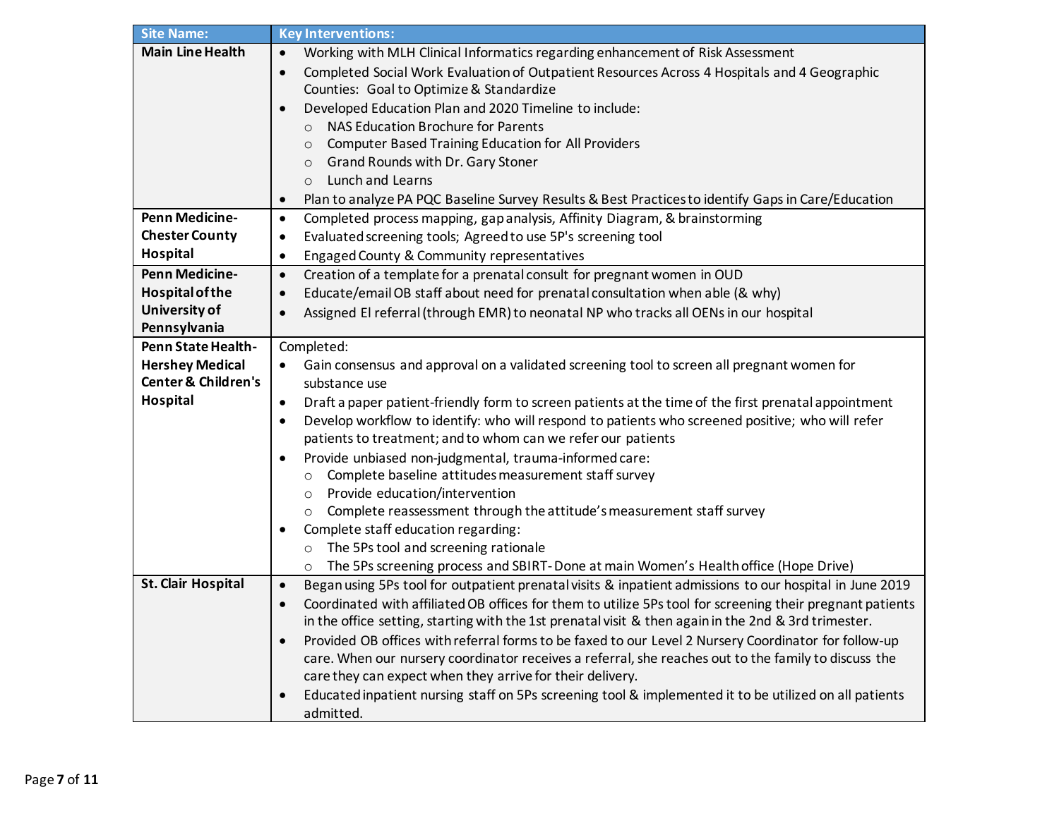| Site Name: | Key Interventions: |
|---|---|
| **Main Line Health** | • Working with MLH Clinical Informatics regarding enhancement of Risk Assessment<br>• Completed Social Work Evaluation of Outpatient Resources Across 4 Hospitals and 4 Geographic Counties: Goal to Optimize & Standardize<br>• Developed Education Plan and 2020 Timeline to include:<br>  ○ NAS Education Brochure for Parents<br>  ○ Computer Based Training Education for All Providers<br>  ○ Grand Rounds with Dr. Gary Stoner<br>  ○ Lunch and Learns<br>• Plan to analyze PA PQC Baseline Survey Results & Best Practices to identify Gaps in Care/Education |
| **Penn Medicine-Chester County Hospital** | • Completed process mapping, gap analysis, Affinity Diagram, & brainstorming<br>• Evaluated screening tools; Agreed to use 5P's screening tool<br>• Engaged County & Community representatives |
| **Penn Medicine-Hospital of the University of Pennsylvania** | • Creation of a template for a prenatal consult for pregnant women in OUD<br>• Educate/email OB staff about need for prenatal consultation when able (& why)<br>• Assigned EI referral (through EMR) to neonatal NP who tracks all OENs in our hospital |
| **Penn State Health-Hershey Medical Center & Children's Hospital** | Completed:<br>• Gain consensus and approval on a validated screening tool to screen all pregnant women for substance use<br>• Draft a paper patient-friendly form to screen patients at the time of the first prenatal appointment<br>• Develop workflow to identify: who will respond to patients who screened positive; who will refer patients to treatment; and to whom can we refer our patients<br>• Provide unbiased non-judgmental, trauma-informed care:<br>  ○ Complete baseline attitudes measurement staff survey<br>  ○ Provide education/intervention<br>  ○ Complete reassessment through the attitude's measurement staff survey<br>• Complete staff education regarding:<br>  ○ The 5Ps tool and screening rationale<br>  ○ The 5Ps screening process and SBIRT- Done at main Women's Health office (Hope Drive) |
| **St. Clair Hospital** | • Began using 5Ps tool for outpatient prenatal visits & inpatient admissions to our hospital in June 2019<br>• Coordinated with affiliated OB offices for them to utilize 5Ps tool for screening their pregnant patients in the office setting, starting with the 1st prenatal visit & then again in the 2nd & 3rd trimester.<br>• Provided OB offices with referral forms to be faxed to our Level 2 Nursery Coordinator for follow-up care. When our nursery coordinator receives a referral, she reaches out to the family to discuss the care they can expect when they arrive for their delivery.<br>• Educated inpatient nursing staff on 5Ps screening tool & implemented it to be utilized on all patients admitted. |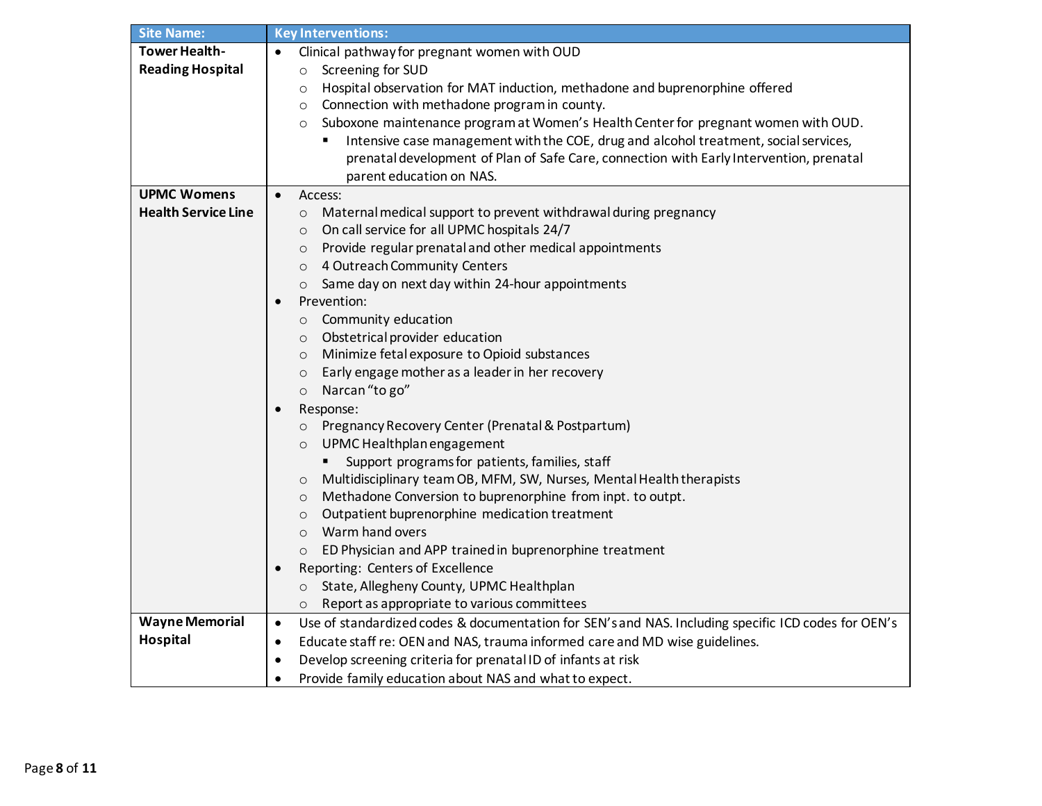| Site Name: | Key Interventions: |
|---|---|
| **Tower Health-Reading Hospital** | • Clinical pathway for pregnant women with OUD<br>  ○ Screening for SUD<br>  ○ Hospital observation for MAT induction, methadone and buprenorphine offered<br>  ○ Connection with methadone program in county.<br>  ○ Suboxone maintenance program at Women's Health Center for pregnant women with OUD.<br>    ▪ Intensive case management with the COE, drug and alcohol treatment, social services, prenatal development of Plan of Safe Care, connection with Early Intervention, prenatal parent education on NAS. |
| **UPMC Womens Health Service Line** | • Access:<br>  ○ Maternal medical support to prevent withdrawal during pregnancy<br>  ○ On call service for all UPMC hospitals 24/7<br>  ○ Provide regular prenatal and other medical appointments<br>  ○ 4 Outreach Community Centers<br>  ○ Same day on next day within 24-hour appointments<br>• Prevention:<br>  ○ Community education<br>  ○ Obstetrical provider education<br>  ○ Minimize fetal exposure to Opioid substances<br>  ○ Early engage mother as a leader in her recovery<br>  ○ Narcan "to go"<br>• Response:<br>  ○ Pregnancy Recovery Center (Prenatal & Postpartum)<br>  ○ UPMC Healthplan engagement<br>    ▪ Support programs for patients, families, staff<br>  ○ Multidisciplinary team OB, MFM, SW, Nurses, Mental Health therapists<br>  ○ Methadone Conversion to buprenorphine from inpt. to outpt.<br>  ○ Outpatient buprenorphine medication treatment<br>  ○ Warm hand overs<br>  ○ ED Physician and APP trained in buprenorphine treatment<br>• Reporting: Centers of Excellence<br>  ○ State, Allegheny County, UPMC Healthplan<br>  ○ Report as appropriate to various committees |
| **Wayne Memorial Hospital** | • Use of standardized codes & documentation for SEN's and NAS. Including specific ICD codes for OEN's<br>• Educate staff re: OEN and NAS, trauma informed care and MD wise guidelines.<br>• Develop screening criteria for prenatal ID of infants at risk<br>• Provide family education about NAS and what to expect. |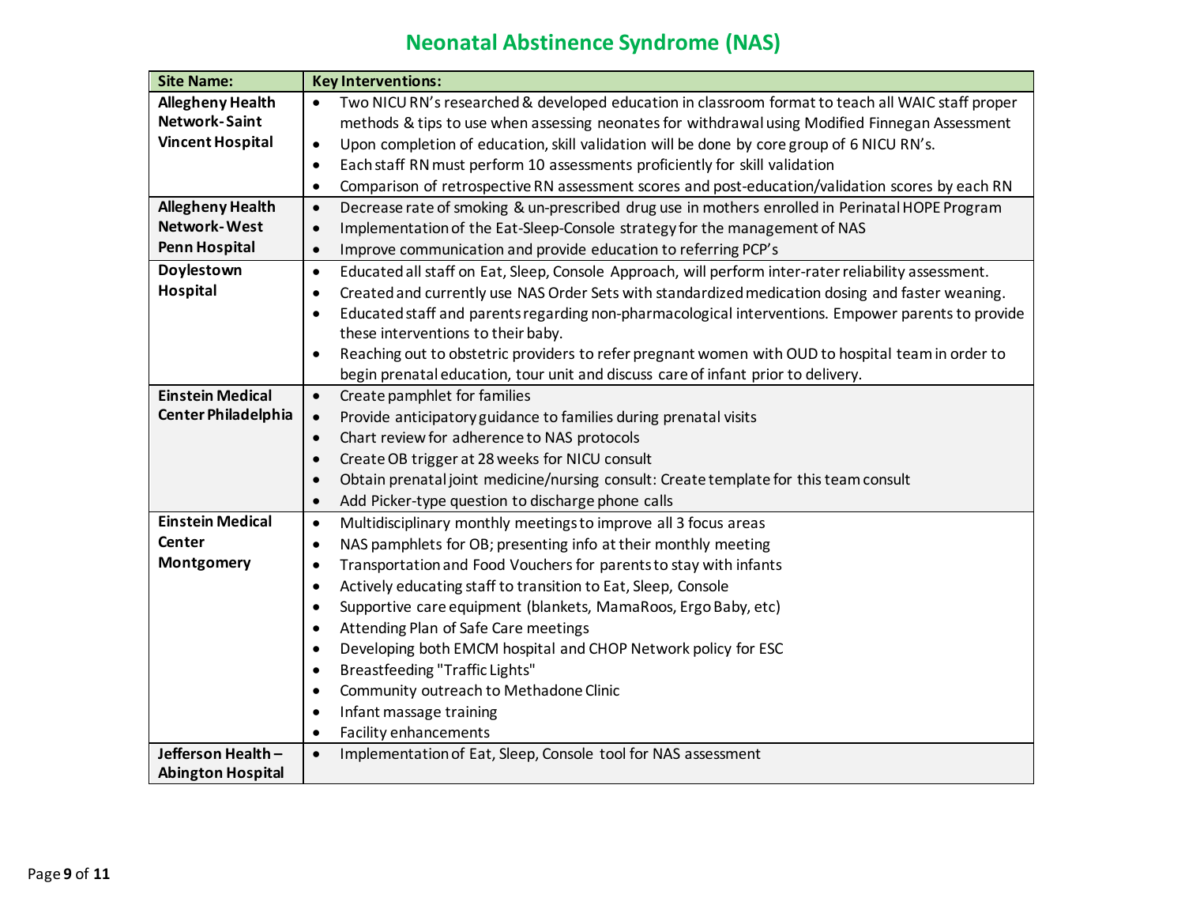# Neonatal Abstinence Syndrome (NAS)

| Site Name: | Key Interventions: |
|---|---|
| **Allegheny Health Network-Saint Vincent Hospital** | • Two NICU RN's researched & developed education in classroom format to teach all WAIC staff proper methods & tips to use when assessing neonates for withdrawal using Modified Finnegan Assessment<br>• Upon completion of education, skill validation will be done by core group of 6 NICU RN's.<br>• Each staff RN must perform 10 assessments proficiently for skill validation<br>• Comparison of retrospective RN assessment scores and post-education/validation scores by each RN |
| **Allegheny Health Network-West Penn Hospital** | • Decrease rate of smoking & un-prescribed drug use in mothers enrolled in Perinatal HOPE Program<br>• Implementation of the Eat-Sleep-Console strategy for the management of NAS<br>• Improve communication and provide education to referring PCP's |
| **Doylestown Hospital** | • Educated all staff on Eat, Sleep, Console Approach, will perform inter-rater reliability assessment.<br>• Created and currently use NAS Order Sets with standardized medication dosing and faster weaning.<br>• Educated staff and parents regarding non-pharmacological interventions. Empower parents to provide these interventions to their baby.<br>• Reaching out to obstetric providers to refer pregnant women with OUD to hospital team in order to begin prenatal education, tour unit and discuss care of infant prior to delivery. |
| **Einstein Medical Center Philadelphia** | • Create pamphlet for families<br>• Provide anticipatory guidance to families during prenatal visits<br>• Chart review for adherence to NAS protocols<br>• Create OB trigger at 28 weeks for NICU consult<br>• Obtain prenatal joint medicine/nursing consult: Create template for this team consult<br>• Add Picker-type question to discharge phone calls |
| **Einstein Medical Center Montgomery** | • Multidisciplinary monthly meetings to improve all 3 focus areas<br>• NAS pamphlets for OB; presenting info at their monthly meeting<br>• Transportation and Food Vouchers for parents to stay with infants<br>• Actively educating staff to transition to Eat, Sleep, Console<br>• Supportive care equipment (blankets, MamaRoos, Ergo Baby, etc)<br>• Attending Plan of Safe Care meetings<br>• Developing both EMCM hospital and CHOP Network policy for ESC<br>• Breastfeeding "Traffic Lights"<br>• Community outreach to Methadone Clinic<br>• Infant massage training<br>• Facility enhancements |
| **Jefferson Health – Abington Hospital** | • Implementation of Eat, Sleep, Console tool for NAS assessment |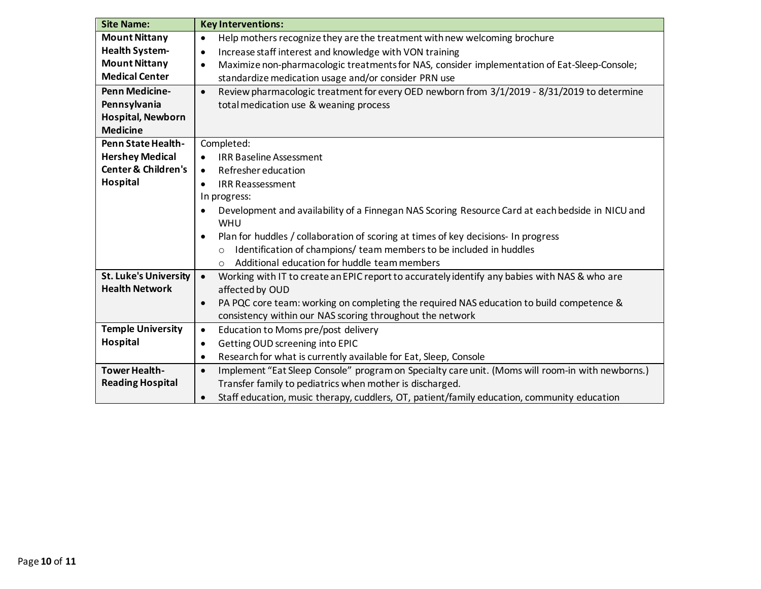| Site Name: | Key Interventions: |
| --- | --- |
| **Mount Nittany Health System- Mount Nittany Medical Center** | • Help mothers recognize they are the treatment with new welcoming brochure<br>• Increase staff interest and knowledge with VON training<br>• Maximize non-pharmacologic treatments for NAS, consider implementation of Eat-Sleep-Console; standardize medication usage and/or consider PRN use |
| **Penn Medicine- Pennsylvania Hospital, Newborn Medicine** | • Review pharmacologic treatment for every OED newborn from 3/1/2019 - 8/31/2019 to determine total medication use & weaning process |
| **Penn State Health- Hershey Medical Center & Children's Hospital** | Completed:<br>• IRR Baseline Assessment<br>• Refresher education<br>• IRR Reassessment<br>In progress:<br>• Development and availability of a Finnegan NAS Scoring Resource Card at each bedside in NICU and WHU<br>• Plan for huddles / collaboration of scoring at times of key decisions- In progress<br>&nbsp;&nbsp;&nbsp;&nbsp;○ Identification of champions/ team members to be included in huddles<br>&nbsp;&nbsp;&nbsp;&nbsp;○ Additional education for huddle team members |
| **St. Luke's University Health Network** | • Working with IT to create an EPIC report to accurately identify any babies with NAS & who are affected by OUD<br>• PA PQC core team: working on completing the required NAS education to build competence & consistency within our NAS scoring throughout the network |
| **Temple University Hospital** | • Education to Moms pre/post delivery<br>• Getting OUD screening into EPIC<br>• Research for what is currently available for Eat, Sleep, Console |
| **Tower Health- Reading Hospital** | • Implement "Eat Sleep Console" program on Specialty care unit. (Moms will room-in with newborns.) Transfer family to pediatrics when mother is discharged.<br>• Staff education, music therapy, cuddlers, OT, patient/family education, community education |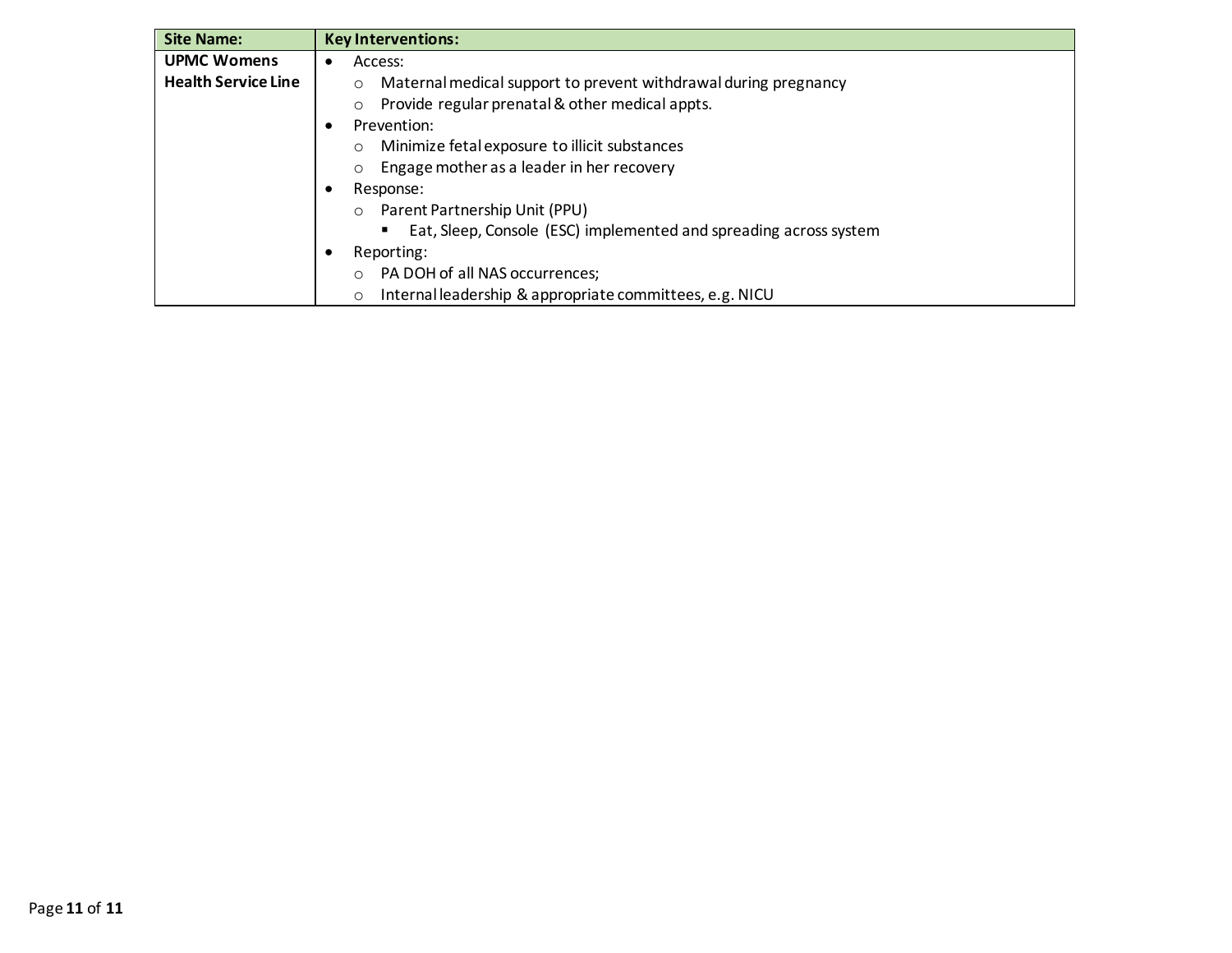| Site Name: | Key Interventions: |
|---|---|
| **UPMC Womens Health Service Line** | • Access:<br>  ○ Maternal medical support to prevent withdrawal during pregnancy<br>  ○ Provide regular prenatal & other medical appts.<br>• Prevention:<br>  ○ Minimize fetal exposure to illicit substances<br>  ○ Engage mother as a leader in her recovery<br>• Response:<br>  ○ Parent Partnership Unit (PPU)<br>    ▪ Eat, Sleep, Console (ESC) implemented and spreading across system<br>• Reporting:<br>  ○ PA DOH of all NAS occurrences;<br>  ○ Internal leadership & appropriate committees, e.g. NICU |